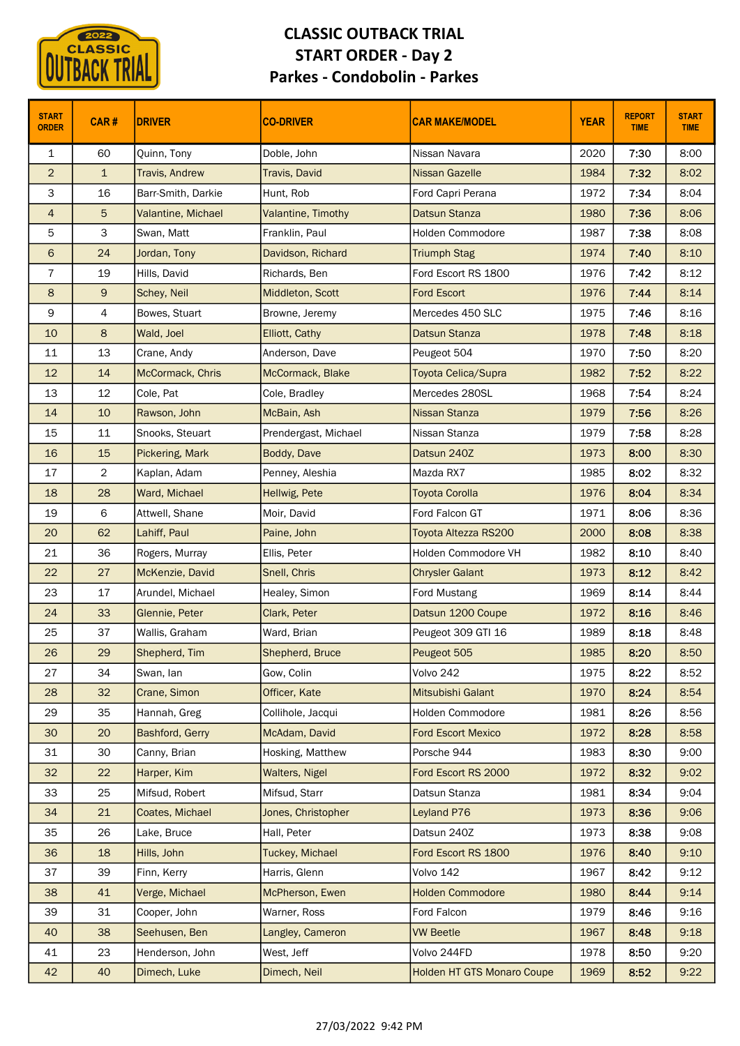# CLASSIC OUTBACK TRIAL
## START ORDER - Day 2
## Parkes - Condobolin - Parkes

| START ORDER | CAR # | DRIVER | CO-DRIVER | CAR MAKE/MODEL | YEAR | REPORT TIME | START TIME |
|---|---|---|---|---|---|---|---|
| 1 | 60 | Quinn, Tony | Doble, John | Nissan Navara | 2020 | 7:30 | 8:00 |
| 2 | 1 | Travis, Andrew | Travis, David | Nissan Gazelle | 1984 | 7:32 | 8:02 |
| 3 | 16 | Barr-Smith, Darkie | Hunt, Rob | Ford Capri Perana | 1972 | 7:34 | 8:04 |
| 4 | 5 | Valantine, Michael | Valantine, Timothy | Datsun Stanza | 1980 | 7:36 | 8:06 |
| 5 | 3 | Swan, Matt | Franklin, Paul | Holden Commodore | 1987 | 7:38 | 8:08 |
| 6 | 24 | Jordan, Tony | Davidson, Richard | Triumph Stag | 1974 | 7:40 | 8:10 |
| 7 | 19 | Hills, David | Richards, Ben | Ford Escort RS 1800 | 1976 | 7:42 | 8:12 |
| 8 | 9 | Schey, Neil | Middleton, Scott | Ford Escort | 1976 | 7:44 | 8:14 |
| 9 | 4 | Bowes, Stuart | Browne, Jeremy | Mercedes 450 SLC | 1975 | 7:46 | 8:16 |
| 10 | 8 | Wald, Joel | Elliott, Cathy | Datsun Stanza | 1978 | 7:48 | 8:18 |
| 11 | 13 | Crane, Andy | Anderson, Dave | Peugeot 504 | 1970 | 7:50 | 8:20 |
| 12 | 14 | McCormack, Chris | McCormack, Blake | Toyota Celica/Supra | 1982 | 7:52 | 8:22 |
| 13 | 12 | Cole, Pat | Cole, Bradley | Mercedes 280SL | 1968 | 7:54 | 8:24 |
| 14 | 10 | Rawson, John | McBain, Ash | Nissan Stanza | 1979 | 7:56 | 8:26 |
| 15 | 11 | Snooks, Steuart | Prendergast, Michael | Nissan Stanza | 1979 | 7:58 | 8:28 |
| 16 | 15 | Pickering, Mark | Boddy, Dave | Datsun 240Z | 1973 | 8:00 | 8:30 |
| 17 | 2 | Kaplan, Adam | Penney, Aleshia | Mazda RX7 | 1985 | 8:02 | 8:32 |
| 18 | 28 | Ward, Michael | Hellwig, Pete | Toyota Corolla | 1976 | 8:04 | 8:34 |
| 19 | 6 | Attwell, Shane | Moir, David | Ford Falcon GT | 1971 | 8:06 | 8:36 |
| 20 | 62 | Lahiff, Paul | Paine, John | Toyota Altezza RS200 | 2000 | 8:08 | 8:38 |
| 21 | 36 | Rogers, Murray | Ellis, Peter | Holden Commodore VH | 1982 | 8:10 | 8:40 |
| 22 | 27 | McKenzie, David | Snell, Chris | Chrysler Galant | 1973 | 8:12 | 8:42 |
| 23 | 17 | Arundel, Michael | Healey, Simon | Ford Mustang | 1969 | 8:14 | 8:44 |
| 24 | 33 | Glennie, Peter | Clark, Peter | Datsun 1200 Coupe | 1972 | 8:16 | 8:46 |
| 25 | 37 | Wallis, Graham | Ward, Brian | Peugeot 309 GTI 16 | 1989 | 8:18 | 8:48 |
| 26 | 29 | Shepherd, Tim | Shepherd, Bruce | Peugeot 505 | 1985 | 8:20 | 8:50 |
| 27 | 34 | Swan, Ian | Gow, Colin | Volvo 242 | 1975 | 8:22 | 8:52 |
| 28 | 32 | Crane, Simon | Officer, Kate | Mitsubishi Galant | 1970 | 8:24 | 8:54 |
| 29 | 35 | Hannah, Greg | Collihole, Jacqui | Holden Commodore | 1981 | 8:26 | 8:56 |
| 30 | 20 | Bashford, Gerry | McAdam, David | Ford Escort Mexico | 1972 | 8:28 | 8:58 |
| 31 | 30 | Canny, Brian | Hosking, Matthew | Porsche 944 | 1983 | 8:30 | 9:00 |
| 32 | 22 | Harper, Kim | Walters, Nigel | Ford Escort RS 2000 | 1972 | 8:32 | 9:02 |
| 33 | 25 | Mifsud, Robert | Mifsud, Starr | Datsun Stanza | 1981 | 8:34 | 9:04 |
| 34 | 21 | Coates, Michael | Jones, Christopher | Leyland P76 | 1973 | 8:36 | 9:06 |
| 35 | 26 | Lake, Bruce | Hall, Peter | Datsun 240Z | 1973 | 8:38 | 9:08 |
| 36 | 18 | Hills, John | Tuckey, Michael | Ford Escort RS 1800 | 1976 | 8:40 | 9:10 |
| 37 | 39 | Finn, Kerry | Harris, Glenn | Volvo 142 | 1967 | 8:42 | 9:12 |
| 38 | 41 | Verge, Michael | McPherson, Ewen | Holden Commodore | 1980 | 8:44 | 9:14 |
| 39 | 31 | Cooper, John | Warner, Ross | Ford Falcon | 1979 | 8:46 | 9:16 |
| 40 | 38 | Seehusen, Ben | Langley, Cameron | VW Beetle | 1967 | 8:48 | 9:18 |
| 41 | 23 | Henderson, John | West, Jeff | Volvo 244FD | 1978 | 8:50 | 9:20 |
| 42 | 40 | Dimech, Luke | Dimech, Neil | Holden HT GTS Monaro Coupe | 1969 | 8:52 | 9:22 |

27/03/2022 9:42 PM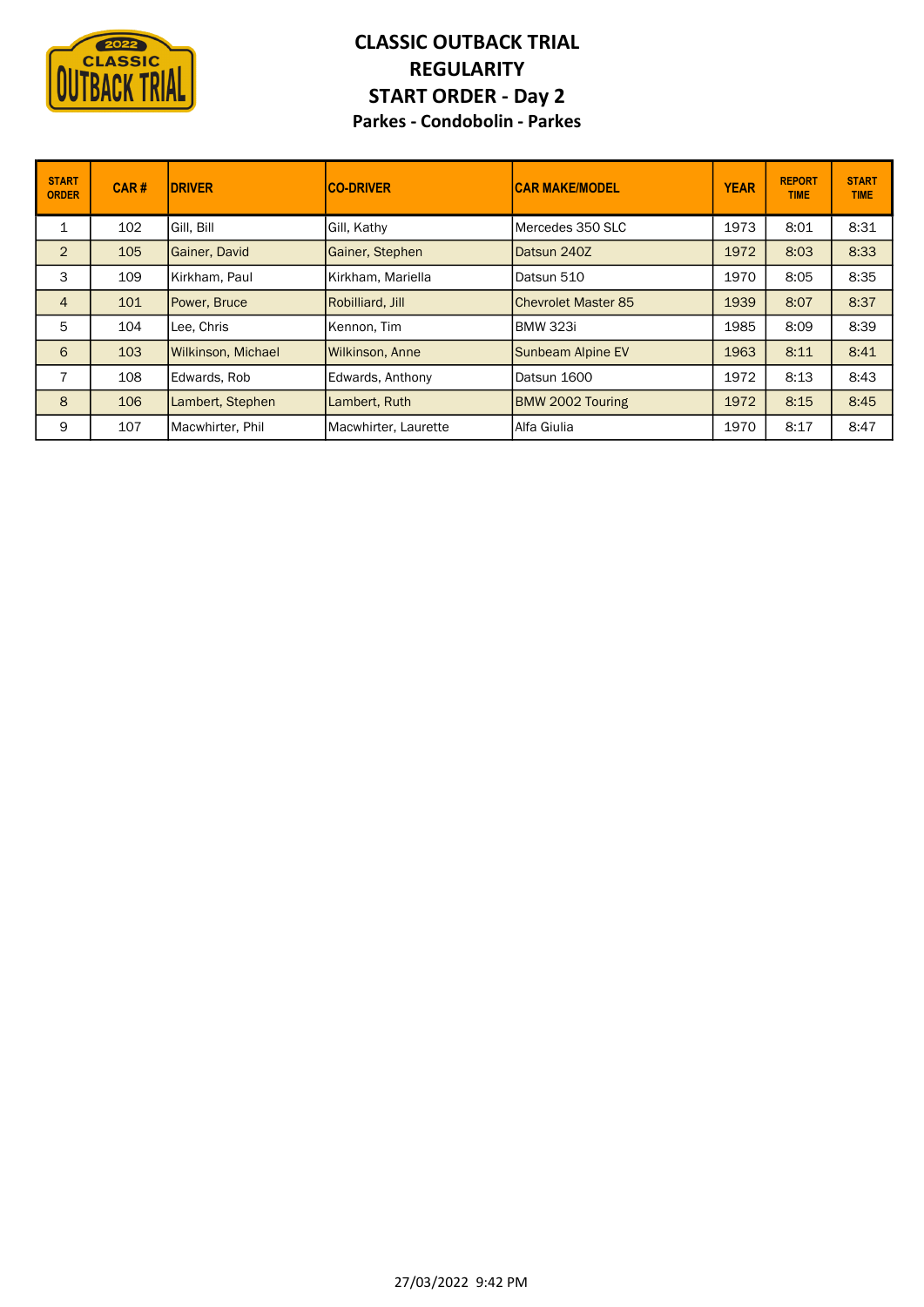# CLASSIC OUTBACK TRIAL
# REGULARITY
# START ORDER - Day 2
### Parkes - Condobolin - Parkes

| START ORDER | CAR # | DRIVER | CO-DRIVER | CAR MAKE/MODEL | YEAR | REPORT TIME | START TIME |
|---|---|---|---|---|---|---|---|
| 1 | 102 | Gill, Bill | Gill, Kathy | Mercedes 350 SLC | 1973 | 8:01 | 8:31 |
| 2 | 105 | Gainer, David | Gainer, Stephen | Datsun 240Z | 1972 | 8:03 | 8:33 |
| 3 | 109 | Kirkham, Paul | Kirkham, Mariella | Datsun 510 | 1970 | 8:05 | 8:35 |
| 4 | 101 | Power, Bruce | Robilliard, Jill | Chevrolet Master 85 | 1939 | 8:07 | 8:37 |
| 5 | 104 | Lee, Chris | Kennon, Tim | BMW 323i | 1985 | 8:09 | 8:39 |
| 6 | 103 | Wilkinson, Michael | Wilkinson, Anne | Sunbeam Alpine EV | 1963 | 8:11 | 8:41 |
| 7 | 108 | Edwards, Rob | Edwards, Anthony | Datsun 1600 | 1972 | 8:13 | 8:43 |
| 8 | 106 | Lambert, Stephen | Lambert, Ruth | BMW 2002 Touring | 1972 | 8:15 | 8:45 |
| 9 | 107 | Macwhirter, Phil | Macwhirter, Laurette | Alfa Giulia | 1970 | 8:17 | 8:47 |

27/03/2022 9:42 PM